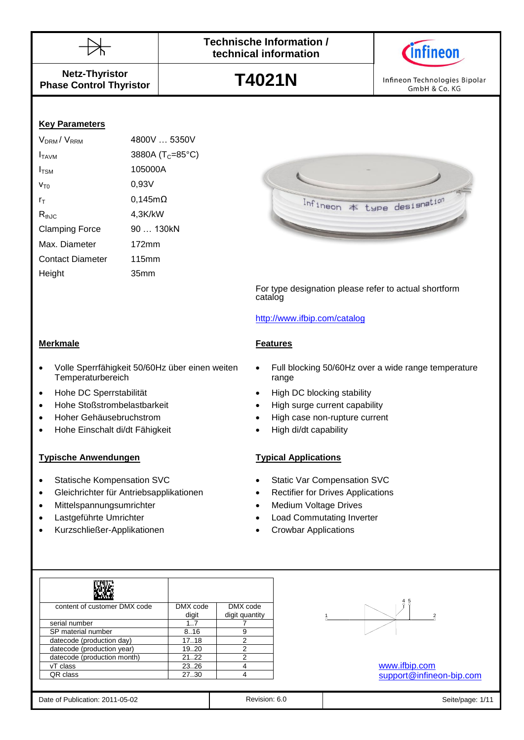| Netz-Thyristor / Phase Control Thyristor | Technische Information / technical information | Infineon Technologies Bipolar GmbH & Co. KG |
|---|---|---|
| | **T4021N** | |

## Key Parameters

| | |
|---|---|
| $V_{DRM}$ / $V_{RRM}$ | 4800V … 5350V |
| $I_{TAVM}$ | 3880A ($T_C$=85°C) |
| $I_{TSM}$ | 105000A |
| $V_{T0}$ | 0,93V |
| $r_T$ | 0,145mΩ |
| $R_{thJC}$ | 4,3K/kW |
| Clamping Force | 90 … 130kN |
| Max. Diameter | 172mm |
| Contact Diameter | 115mm |
| Height | 35mm |

For type designation please refer to actual shortform catalog

http://www.ifbip.com/catalog

## Merkmale

- Volle Sperrfähigkeit 50/60Hz über einen weiten Temperaturbereich
- Hohe DC Sperrstabilität
- Hohe Stoßstrombelastbarkeit
- Hoher Gehäusebruchstrom
- Hohe Einschalt di/dt Fähigkeit

## Features

- Full blocking 50/60Hz over a wide range temperature range
- High DC blocking stability
- High surge current capability
- High case non-rupture current
- High di/dt capability

## Typische Anwendungen

- Statische Kompensation SVC
- Gleichrichter für Antriebsapplikationen
- Mittelspannungsumrichter
- Lastgeführte Umrichter
- Kurzschließer-Applikationen

## Typical Applications

- Static Var Compensation SVC
- Rectifier for Drives Applications
- Medium Voltage Drives
- Load Commutating Inverter
- Crowbar Applications

| content of customer DMX code | DMX code digit | DMX code digit quantity |
|---|---|---|
| serial number | 1..7 | 7 |
| SP material number | 8..16 | 9 |
| datecode (production day) | 17..18 | 2 |
| datecode (production year) | 19..20 | 2 |
| datecode (production month) | 21..22 | 2 |
| vT class | 23..26 | 4 |
| QR class | 27..30 | 4 |

www.ifbip.com
support@infineon-bip.com

Date of Publication: 2011-05-02 | Revision: 6.0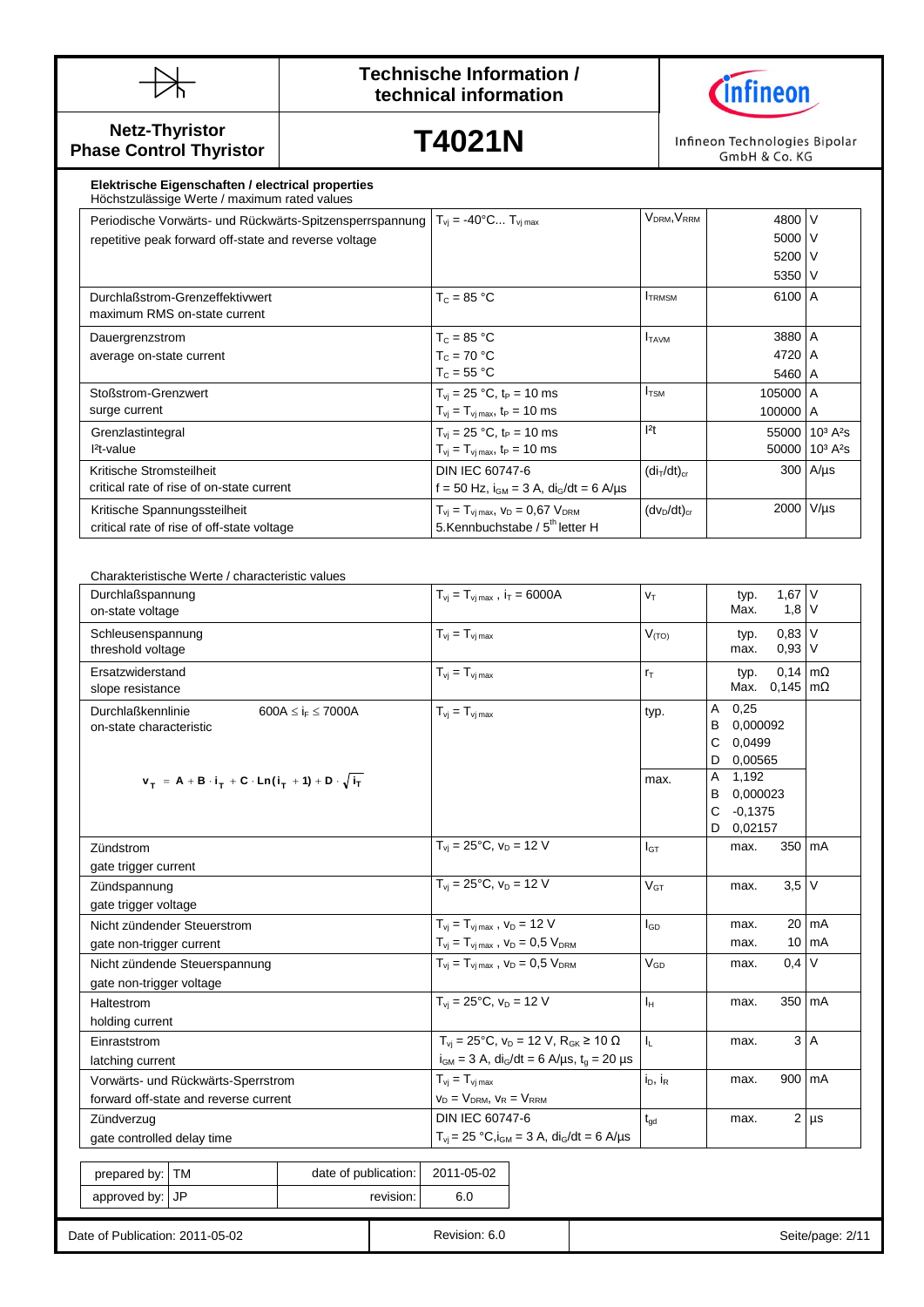# Technische Information / technical information

**Netz-Thyristor**
**Phase Control Thyristor**

# T4021N

Infineon Technologies Bipolar GmbH & Co. KG

## Elektrische Eigenschaften / electrical properties

Höchstzulässige Werte / maximum rated values

| Parameter | Conditions | Symbol | Value | Unit |
|---|---|---|---|---|
| Periodische Vorwärts- und Rückwärts-Spitzensperrspannung<br>repetitive peak forward off-state and reverse voltage | $T_{vj}$ = -40°C... $T_{vj\,max}$ | $V_{DRM}$, $V_{RRM}$ | 4800<br>5000<br>5200<br>5350 | V<br>V<br>V<br>V |
| Durchlaßstrom-Grenzeffektivwert<br>maximum RMS on-state current | $T_C$ = 85 °C | $I_{TRMSM}$ | 6100 | A |
| Dauergrenzstrom<br>average on-state current | $T_C$ = 85 °C<br>$T_C$ = 70 °C<br>$T_C$ = 55 °C | $I_{TAVM}$ | 3880<br>4720<br>5460 | A<br>A<br>A |
| Stoßstrom-Grenzwert<br>surge current | $T_{vj}$ = 25 °C, $t_P$ = 10 ms<br>$T_{vj}$ = $T_{vj\,max}$, $t_P$ = 10 ms | $I_{TSM}$ | 105000<br>100000 | A<br>A |
| Grenzlastintegral<br>$I^2t$-value | $T_{vj}$ = 25 °C, $t_P$ = 10 ms<br>$T_{vj}$ = $T_{vj\,max}$, $t_P$ = 10 ms | $I^2t$ | 55000<br>50000 | $10^3$ A²s<br>$10^3$ A²s |
| Kritische Stromsteilheit<br>critical rate of rise of on-state current | DIN IEC 60747-6<br>f = 50 Hz, $i_{GM}$ = 3 A, $di_G/dt$ = 6 A/µs | $(di_T/dt)_{cr}$ | 300 | A/µs |
| Kritische Spannungssteilheit<br>critical rate of rise of off-state voltage | $T_{vj}$ = $T_{vj\,max}$, $v_D$ = 0,67 $V_{DRM}$<br>5.Kennbuchstabe / 5[th] letter H | $(dv_D/dt)_{cr}$ | 2000 | V/µs |

Charakteristische Werte / characteristic values

| Parameter | Conditions | Symbol | Value | Unit |
|---|---|---|---|---|
| Durchlaßspannung<br>on-state voltage | $T_{vj}$ = $T_{vj\,max}$ , $i_T$ = 6000A | $v_T$ | typ. 1,67<br>Max. 1,8 | V<br>V |
| Schleusenspannung<br>threshold voltage | $T_{vj}$ = $T_{vj\,max}$ | $V_{(TO)}$ | typ. 0,83<br>max. 0,93 | V<br>V |
| Ersatzwiderstand<br>slope resistance | $T_{vj}$ = $T_{vj\,max}$ | $r_T$ | typ. 0,14<br>Max. 0,145 | mΩ<br>mΩ |
| Durchlaßkennlinie 600A ≤ $i_F$ ≤ 7000A<br>on-state characteristic<br>$v_T = A + B \cdot i_T + C \cdot Ln(i_T + 1) + D \cdot \sqrt{i_T}$ | $T_{vj}$ = $T_{vj\,max}$ | typ. | A 0,25<br>B 0,000092<br>C 0,0499<br>D 0,00565 | |
| | | max. | A 1,192<br>B 0,000023<br>C -0,1375<br>D 0,02157 | |
| Zündstrom<br>gate trigger current | $T_{vj}$ = 25°C, $v_D$ = 12 V | $I_{GT}$ | max. 350 | mA |
| Zündspannung<br>gate trigger voltage | $T_{vj}$ = 25°C, $v_D$ = 12 V | $V_{GT}$ | max. 3,5 | V |
| Nicht zündender Steuerstrom<br>gate non-trigger current | $T_{vj}$ = $T_{vj\,max}$ , $v_D$ = 12 V<br>$T_{vj}$ = $T_{vj\,max}$ , $v_D$ = 0,5 $V_{DRM}$ | $I_{GD}$ | max. 20<br>max. 10 | mA<br>mA |
| Nicht zündende Steuerspannung<br>gate non-trigger voltage | $T_{vj}$ = $T_{vj\,max}$ , $v_D$ = 0,5 $V_{DRM}$ | $V_{GD}$ | max. 0,4 | V |
| Haltestrom<br>holding current | $T_{vj}$ = 25°C, $v_D$ = 12 V | $I_H$ | max. 350 | mA |
| Einraststrom<br>latching current | $T_{vj}$ = 25°C, $v_D$ = 12 V, $R_{GK}$ ≥ 10 Ω<br>$i_{GM}$ = 3 A, $di_G/dt$ = 6 A/µs, $t_g$ = 20 µs | $I_L$ | max. 3 | A |
| Vorwärts- und Rückwärts-Sperrstrom<br>forward off-state and reverse current | $T_{vj}$ = $T_{vj\,max}$<br>$v_D$ = $V_{DRM}$, $v_R$ = $V_{RRM}$ | $i_D$, $i_R$ | max. 900 | mA |
| Zündverzug<br>gate controlled delay time | DIN IEC 60747-6<br>$T_{vj}$ = 25 °C, $i_{GM}$ = 3 A, $di_G/dt$ = 6 A/µs | $t_{gd}$ | max. 2 | µs |

| prepared by: | TM | date of publication: | 2011-05-02 |
|---|---|---|---|
| approved by: | JP | revision: | 6.0 |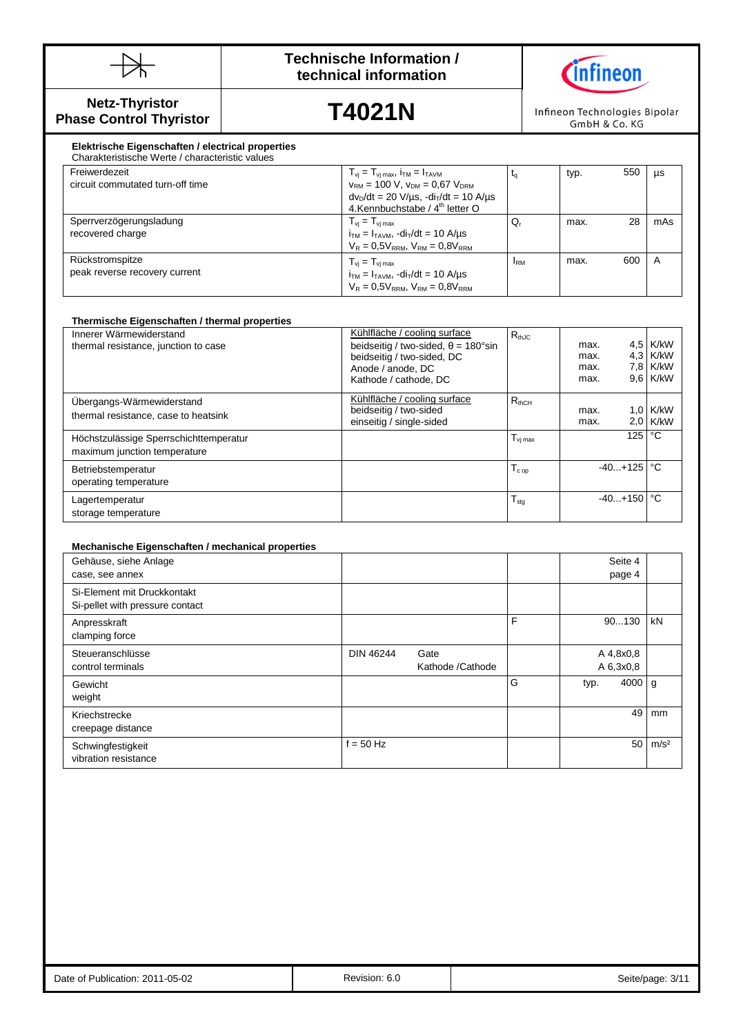**Netz-Thyristor / Phase Control Thyristor**

# T4021N

Infineon Technologies Bipolar GmbH & Co. KG

## Elektrische Eigenschaften / electrical properties

Charakteristische Werte / characteristic values

| | | | | | |
|---|---|---|---|---|---|
| Freiwerdezeit<br>circuit commutated turn-off time | $T_{vj} = T_{vj\,max}$, $i_{TM} = I_{TAVM}$<br>$v_{RM} = 100$ V, $v_{DM} = 0{,}67\ V_{DRM}$<br>$dv_D/dt = 20$ V/µs, $-di_T/dt = 10$ A/µs<br>4.Kennbuchstabe / 4th letter O | $t_q$ | typ. | 550 | µs |
| Sperrverzögerungsladung<br>recovered charge | $T_{vj} = T_{vj\,max}$<br>$i_{TM} = I_{TAVM}$, $-di_T/dt = 10$ A/µs<br>$V_R = 0{,}5V_{RRM}$, $V_{RM} = 0{,}8V_{RRM}$ | $Q_r$ | max. | 28 | mAs |
| Rückstromspitze<br>peak reverse recovery current | $T_{vj} = T_{vj\,max}$<br>$i_{TM} = I_{TAVM}$, $-di_T/dt = 10$ A/µs<br>$V_R = 0{,}5V_{RRM}$, $V_{RM} = 0{,}8V_{RRM}$ | $I_{RM}$ | max. | 600 | A |

## Thermische Eigenschaften / thermal properties

| | | | | | |
|---|---|---|---|---|---|
| Innerer Wärmewiderstand<br>thermal resistance, junction to case | Kühlfläche / cooling surface<br>beidseitig / two-sided, θ = 180°sin<br>beidseitig / two-sided, DC<br>Anode / anode, DC<br>Kathode / cathode, DC | $R_{thJC}$ | max.<br>max.<br>max.<br>max. | 4,5<br>4,3<br>7,8<br>9,6 | K/kW<br>K/kW<br>K/kW<br>K/kW |
| Übergangs-Wärmewiderstand<br>thermal resistance, case to heatsink | Kühlfläche / cooling surface<br>beidseitig / two-sided<br>einseitig / single-sided | $R_{thCH}$ | max.<br>max. | 1,0<br>2,0 | K/kW<br>K/kW |
| Höchstzulässige Sperrschichttemperatur<br>maximum junction temperature | | $T_{vj\,max}$ | | 125 | °C |
| Betriebstemperatur<br>operating temperature | | $T_{c\,op}$ | | -40...+125 | °C |
| Lagertemperatur<br>storage temperature | | $T_{stg}$ | | -40...+150 | °C |

## Mechanische Eigenschaften / mechanical properties

| | | | | | |
|---|---|---|---|---|---|
| Gehäuse, siehe Anlage<br>case, see annex | | | | Seite 4<br>page 4 | |
| Si-Element mit Druckkontakt<br>Si-pellet with pressure contact | | | | | |
| Anpresskraft<br>clamping force | | F | | 90...130 | kN |
| Steueranschlüsse<br>control terminals | DIN 46244 Gate<br>Kathode /Cathode | | | A 4,8x0,8<br>A 6,3x0,8 | |
| Gewicht<br>weight | | G | typ. | 4000 | g |
| Kriechstrecke<br>creepage distance | | | | 49 | mm |
| Schwingfestigkeit<br>vibration resistance | f = 50 Hz | | | 50 | m/s² |

Date of Publication: 2011-05-02 | Revision: 6.0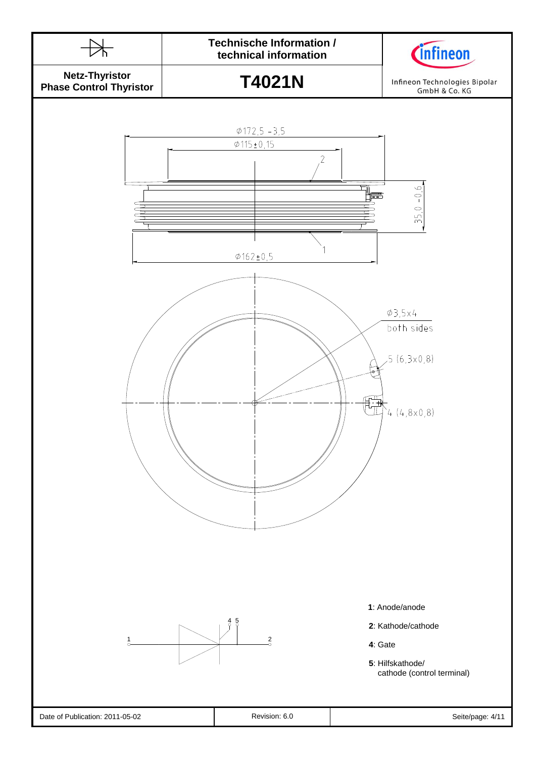**Netz-Thyristor**
**Phase Control Thyristor**

# T4021N

Technische Information / technical information

Infineon Technologies Bipolar GmbH & Co. KG

Ø172,5 -3,5

Ø115±0,15

2

35,0 -0,6

1

Ø162±0,5

Ø3,5x4
both sides

5 (6,3x0,8)

4 (4,8x0,8)

**1**: Anode/anode

**2**: Kathode/cathode

**4**: Gate

**5**: Hilfskathode/
cathode (control terminal)

Date of Publication: 2011-05-02 | Revision: 6.0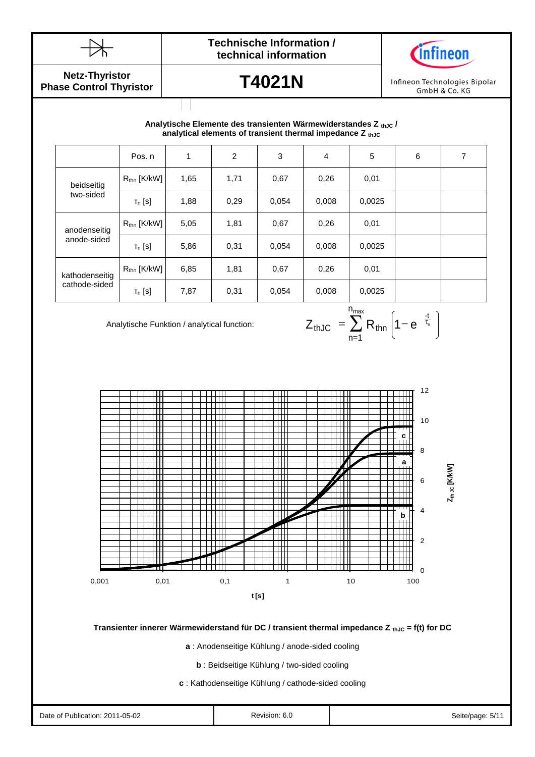## Analytische Elemente des transienten Wärmewiderstandes $Z_{thJC}$ / analytical elements of transient thermal impedance $Z_{thJC}$

| | Pos. n | 1 | 2 | 3 | 4 | 5 | 6 | 7 |
|---|---|---|---|---|---|---|---|---|
| beidseitig two-sided | $R_{thn}$ [K/kW] | 1,65 | 1,71 | 0,67 | 0,26 | 0,01 | | |
| | $\tau_n$ [s] | 1,88 | 0,29 | 0,054 | 0,008 | 0,0025 | | |
| anodenseitig anode-sided | $R_{thn}$ [K/kW] | 5,05 | 1,81 | 0,67 | 0,26 | 0,01 | | |
| | $\tau_n$ [s] | 5,86 | 0,31 | 0,054 | 0,008 | 0,0025 | | |
| kathodenseitig cathode-sided | $R_{thn}$ [K/kW] | 6,85 | 1,81 | 0,67 | 0,26 | 0,01 | | |
| | $\tau_n$ [s] | 7,87 | 0,31 | 0,054 | 0,008 | 0,0025 | | |

Analytische Funktion / analytical function:

$$Z_{thJC} = \sum_{n=1}^{n_{max}} R_{thn} \left(1 - e^{\frac{-t}{\tau_n}}\right)$$

**Transienter innerer Wärmewiderstand für DC / transient thermal impedance $Z_{thJC}$ = f(t) for DC**

**a** : Anodenseitige Kühlung / anode-sided cooling

**b** : Beidseitige Kühlung / two-sided cooling

**c** : Kathodenseitige Kühlung / cathode-sided cooling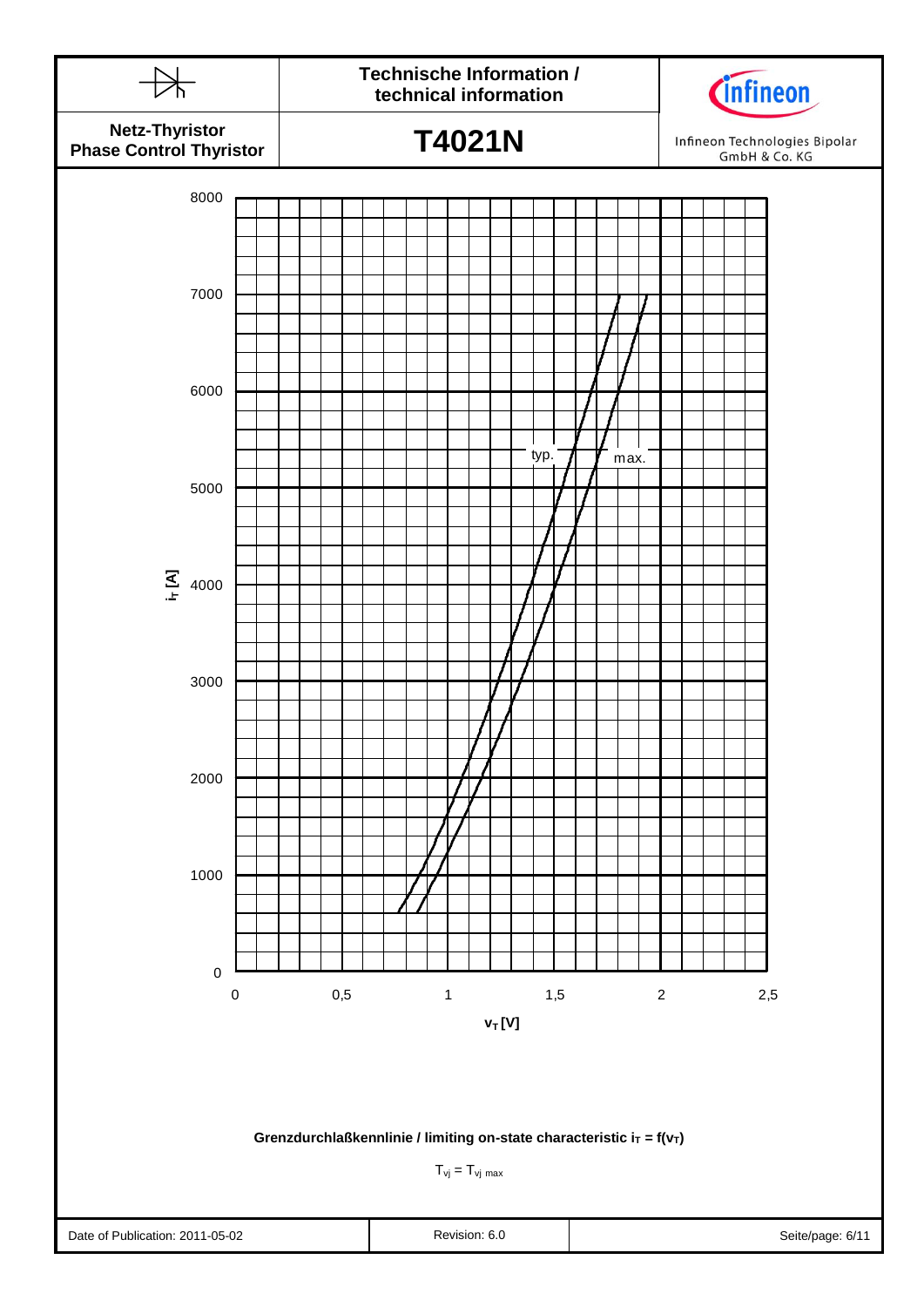8000
7000
6000
5000
4000
3000
2000
1000
0

$i_T$ [A]

typ.

max.

0 0,5 1 1,5 2 2,5

$v_T$ [V]

**Grenzdurchlaßkennlinie / limiting on-state characteristic $i_T = f(v_T)$**

$T_{vj} = T_{vj\ max}$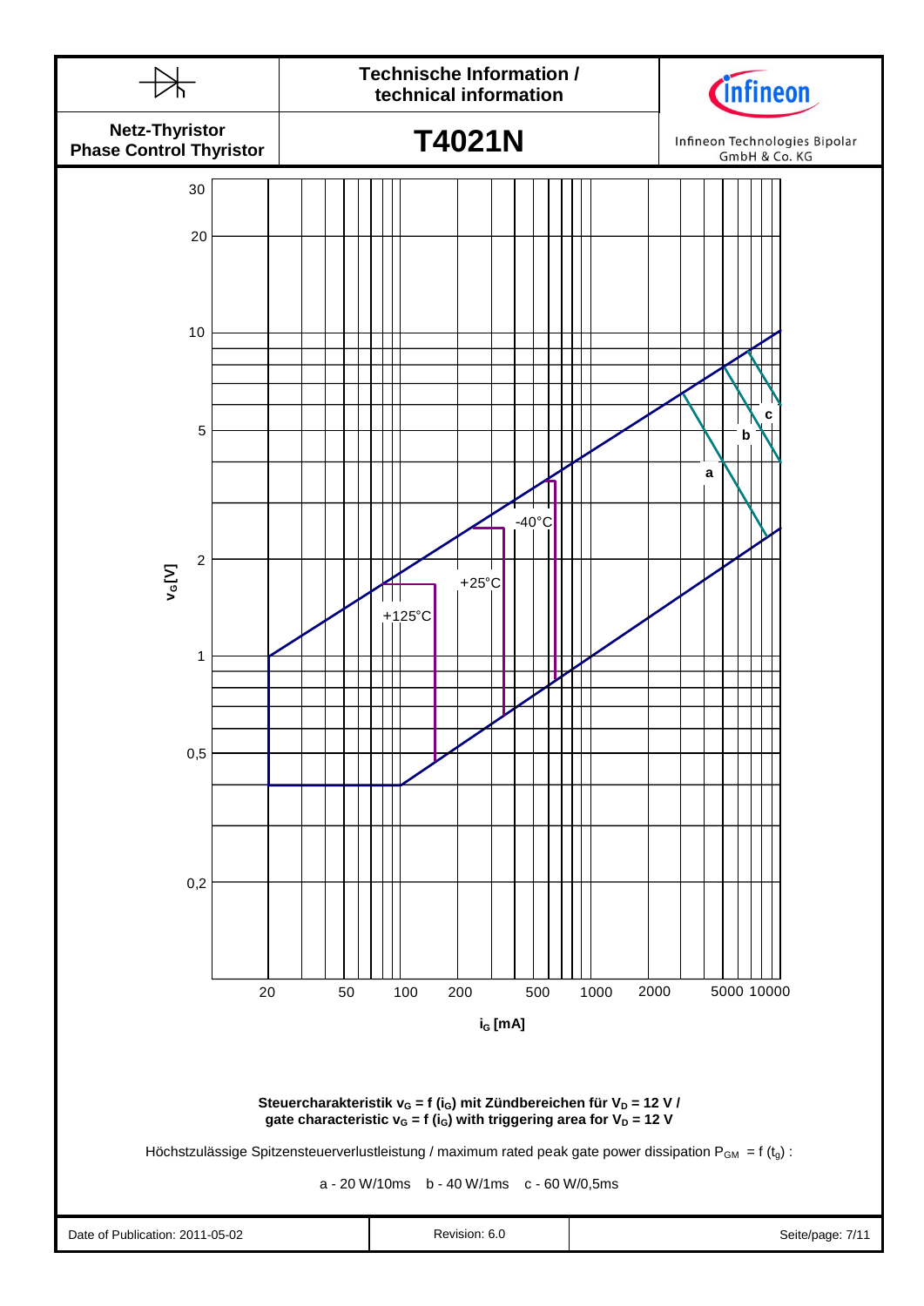**Netz-Thyristor**
**Phase Control Thyristor**

**Technische Information / technical information**

# T4021N

Infineon Technologies Bipolar GmbH & Co. KG

**Steuercharakteristik $v_G = f(i_G)$ mit Zündbereichen für $V_D = 12$ V /**
**gate characteristic $v_G = f(i_G)$ with triggering area for $V_D = 12$ V**

Höchstzulässige Spitzensteuerverlustleistung / maximum rated peak gate power dissipation $P_{GM} = f(t_g)$ :

a - 20 W/10ms b - 40 W/1ms c - 60 W/0,5ms

Date of Publication: 2011-05-02 | Revision: 6.0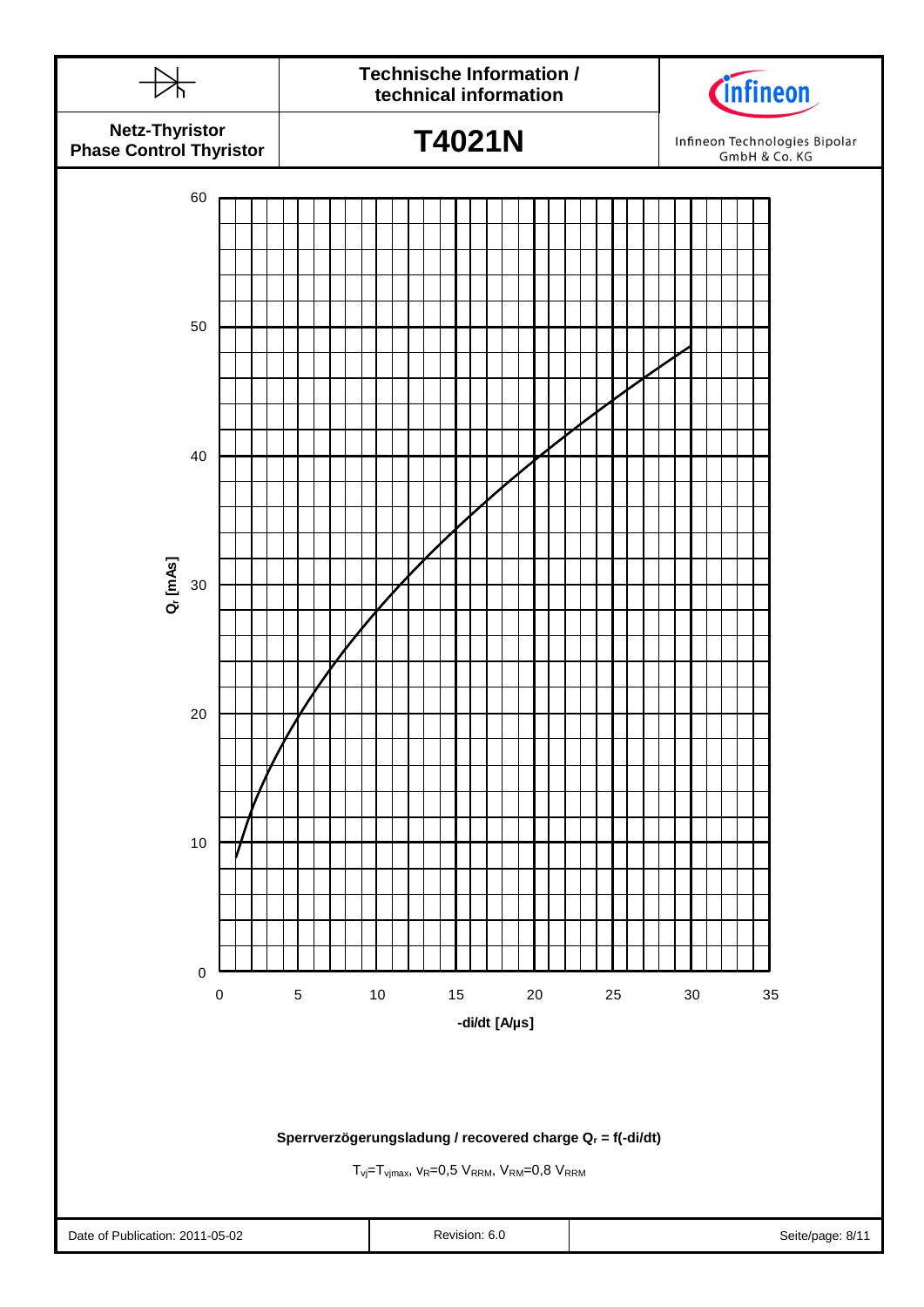**Technische Information / technical information**

**Netz-Thyristor**
**Phase Control Thyristor**

# T4021N

Infineon Technologies Bipolar GmbH & Co. KG

$Q_r$ [mAs]

-di/dt [A/µs]

**Sperrverzögerungsladung / recovered charge $Q_r$ = f(-di/dt)**

$T_{vj}=T_{vjmax}$, $v_R=0{,}5\ V_{RRM}$, $V_{RM}=0{,}8\ V_{RRM}$

| Date of Publication: 2011-05-02 | Revision: 6.0 | |
| --- | --- | --- |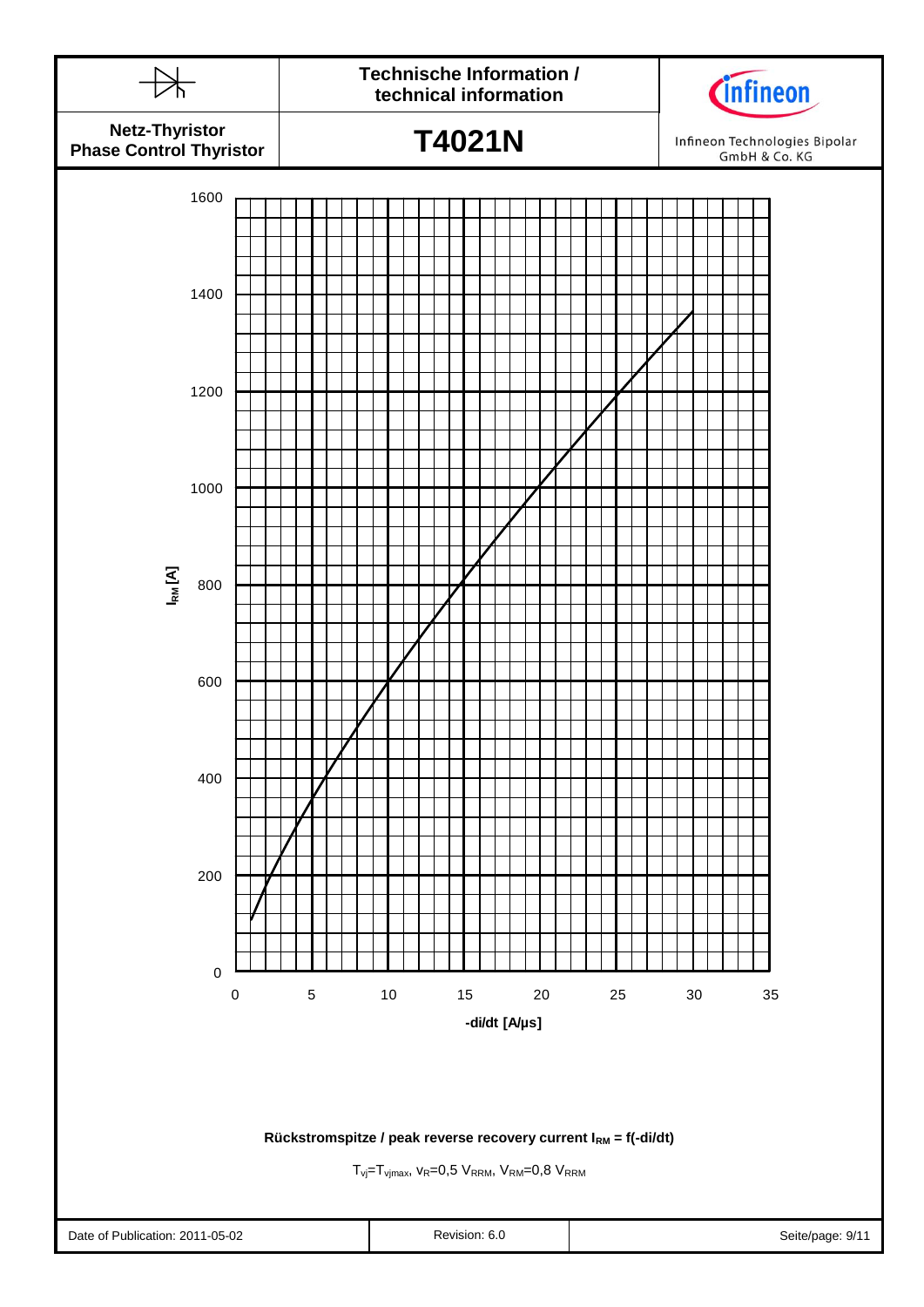Netz-Thyristor
Phase Control Thyristor

**T4021N**

$I_{RM}$ [A]

1600
1400
1200
1000
800
600
400
200
0

0 5 10 15 20 25 30 35

**-di/dt [A/µs]**

**Rückstromspitze / peak reverse recovery current $I_{RM}$ = f(-di/dt)**

$T_{vj}=T_{vjmax}$, $v_R=0{,}5\ V_{RRM}$, $V_{RM}=0{,}8\ V_{RRM}$

Date of Publication: 2011-05-02 | Revision: 6.0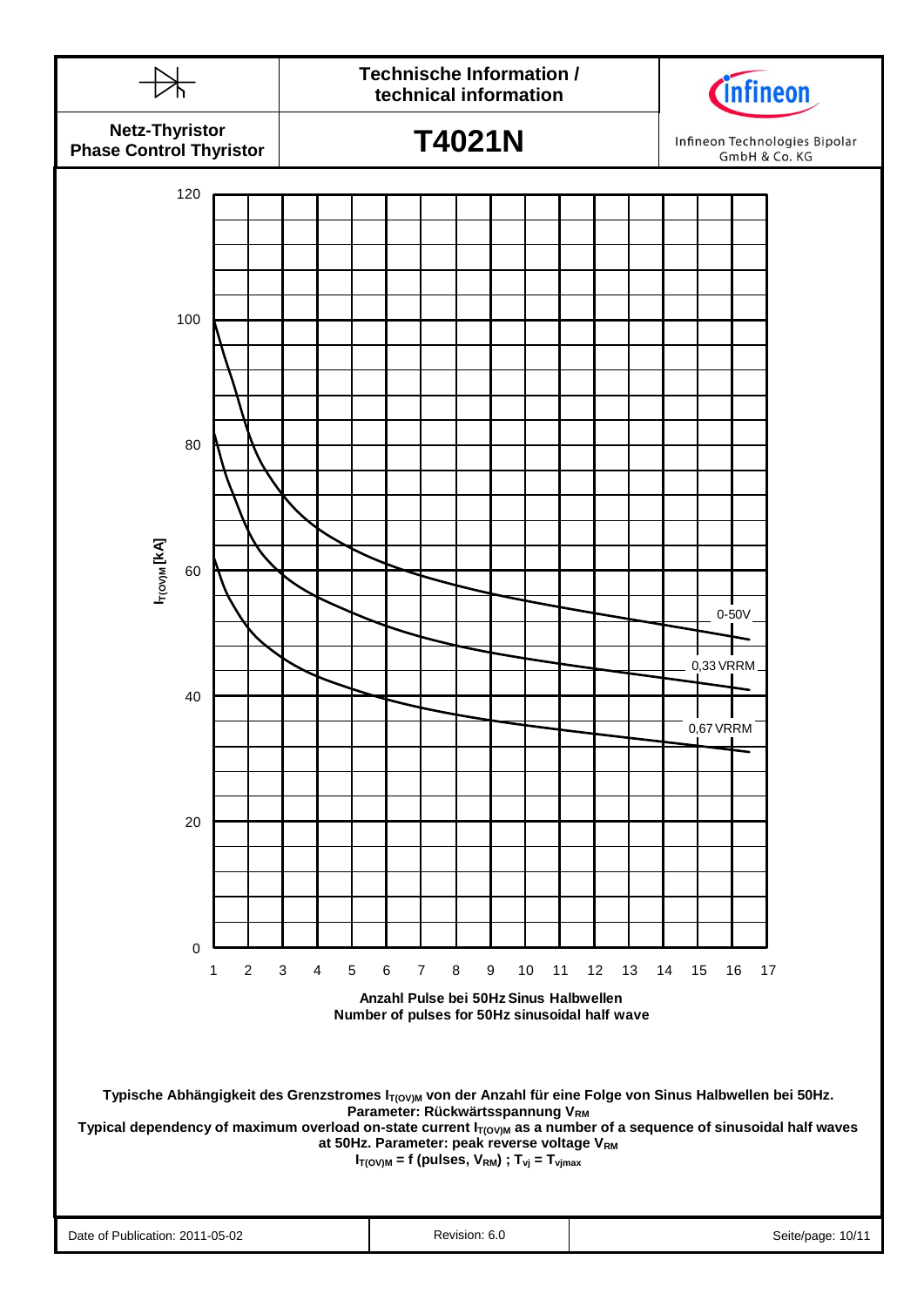**Netz-Thyristor**
**Phase Control Thyristor**

# T4021N

Technische Information / technical information

Infineon Technologies Bipolar GmbH & Co. KG

Y-axis: $I_{T(OV)M}$ [kA] (0 – 120)

X-axis: Anzahl Pulse bei 50Hz Sinus Halbwellen / Number of pulses for 50Hz sinusoidal half wave (1 – 17)

Curves: 0-50V; 0,33 VRRM; 0,67 VRRM

**Typische Abhängigkeit des Grenzstromes $I_{T(OV)M}$ von der Anzahl für eine Folge von Sinus Halbwellen bei 50Hz. Parameter: Rückwärtsspannung $V_{RM}$**

**Typical dependency of maximum overload on-state current $I_{T(OV)M}$ as a number of a sequence of sinusoidal half waves at 50Hz. Parameter: peak reverse voltage $V_{RM}$**

**$I_{T(OV)M}$ = f (pulses, $V_{RM}$) ; $T_{vj}$ = $T_{vjmax}$**

Date of Publication: 2011-05-02 | Revision: 6.0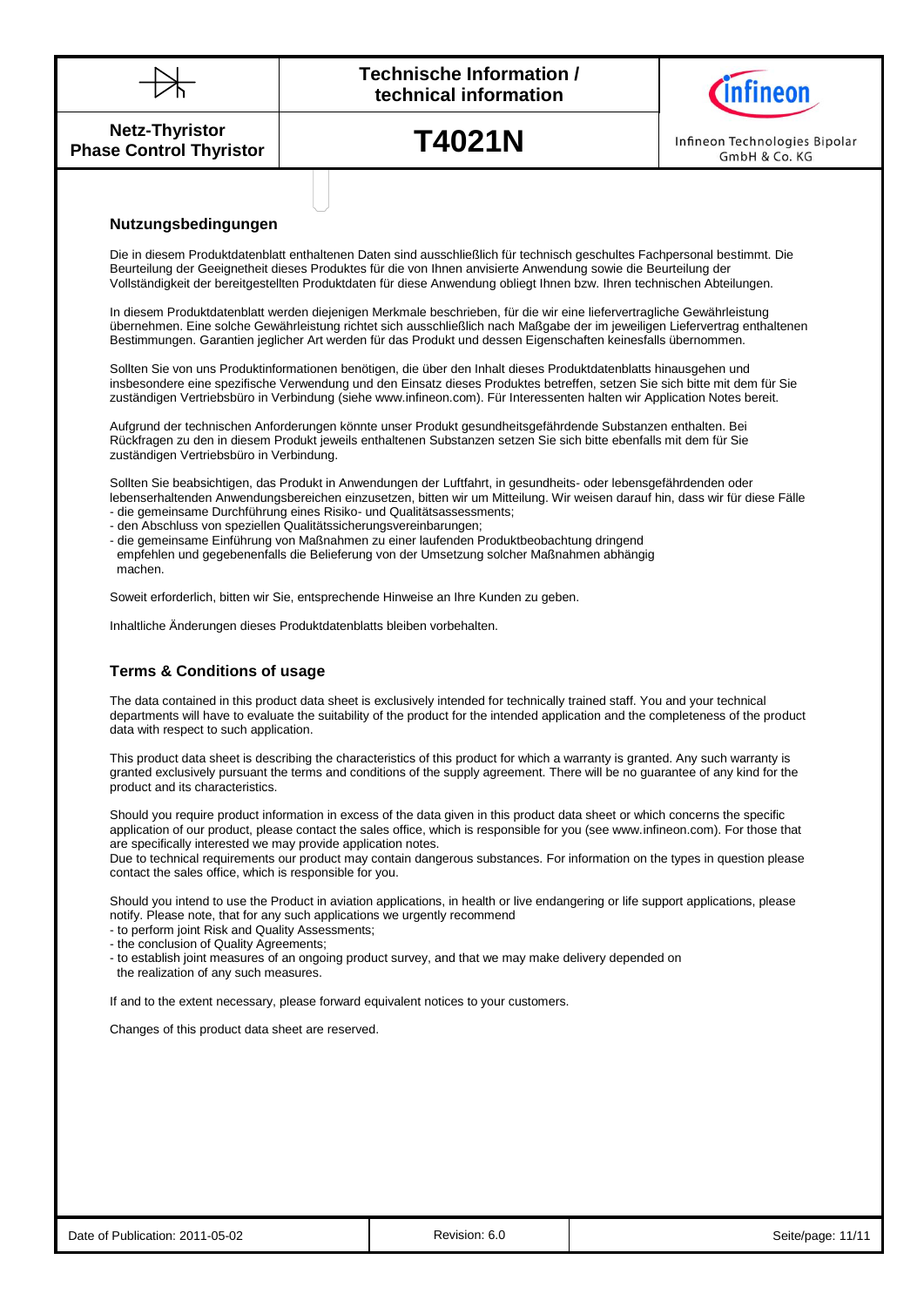## Nutzungsbedingungen

Die in diesem Produktdatenblatt enthaltenen Daten sind ausschließlich für technisch geschultes Fachpersonal bestimmt. Die Beurteilung der Geeignetheit dieses Produktes für die von Ihnen anvisierte Anwendung sowie die Beurteilung der Vollständigkeit der bereitgestellten Produktdaten für diese Anwendung obliegt Ihnen bzw. Ihren technischen Abteilungen.

In diesem Produktdatenblatt werden diejenigen Merkmale beschrieben, für die wir eine liefervertragliche Gewährleistung übernehmen. Eine solche Gewährleistung richtet sich ausschließlich nach Maßgabe der im jeweiligen Liefervertrag enthaltenen Bestimmungen. Garantien jeglicher Art werden für das Produkt und dessen Eigenschaften keinesfalls übernommen.

Sollten Sie von uns Produktinformationen benötigen, die über den Inhalt dieses Produktdatenblatts hinausgehen und insbesondere eine spezifische Verwendung und den Einsatz dieses Produktes betreffen, setzen Sie sich bitte mit dem für Sie zuständigen Vertriebsbüro in Verbindung (siehe www.infineon.com). Für Interessenten halten wir Application Notes bereit.

Aufgrund der technischen Anforderungen könnte unser Produkt gesundheitsgefährdende Substanzen enthalten. Bei Rückfragen zu den in diesem Produkt jeweils enthaltenen Substanzen setzen Sie sich bitte ebenfalls mit dem für Sie zuständigen Vertriebsbüro in Verbindung.

Sollten Sie beabsichtigen, das Produkt in Anwendungen der Luftfahrt, in gesundheits- oder lebensgefährdenden oder lebenserhaltenden Anwendungsbereichen einzusetzen, bitten wir um Mitteilung. Wir weisen darauf hin, dass wir für diese Fälle
- die gemeinsame Durchführung eines Risiko- und Qualitätsassessments;
- den Abschluss von speziellen Qualitätssicherungsvereinbarungen;
- die gemeinsame Einführung von Maßnahmen zu einer laufenden Produktbeobachtung dringend empfehlen und gegebenenfalls die Belieferung von der Umsetzung solcher Maßnahmen abhängig machen.

Soweit erforderlich, bitten wir Sie, entsprechende Hinweise an Ihre Kunden zu geben.

Inhaltliche Änderungen dieses Produktdatenblatts bleiben vorbehalten.

## Terms & Conditions of usage

The data contained in this product data sheet is exclusively intended for technically trained staff. You and your technical departments will have to evaluate the suitability of the product for the intended application and the completeness of the product data with respect to such application.

This product data sheet is describing the characteristics of this product for which a warranty is granted. Any such warranty is granted exclusively pursuant the terms and conditions of the supply agreement. There will be no guarantee of any kind for the product and its characteristics.

Should you require product information in excess of the data given in this product data sheet or which concerns the specific application of our product, please contact the sales office, which is responsible for you (see www.infineon.com). For those that are specifically interested we may provide application notes.
Due to technical requirements our product may contain dangerous substances. For information on the types in question please contact the sales office, which is responsible for you.

Should you intend to use the Product in aviation applications, in health or live endangering or life support applications, please notify. Please note, that for any such applications we urgently recommend
- to perform joint Risk and Quality Assessments;
- the conclusion of Quality Agreements;
- to establish joint measures of an ongoing product survey, and that we may make delivery depended on the realization of any such measures.

If and to the extent necessary, please forward equivalent notices to your customers.

Changes of this product data sheet are reserved.